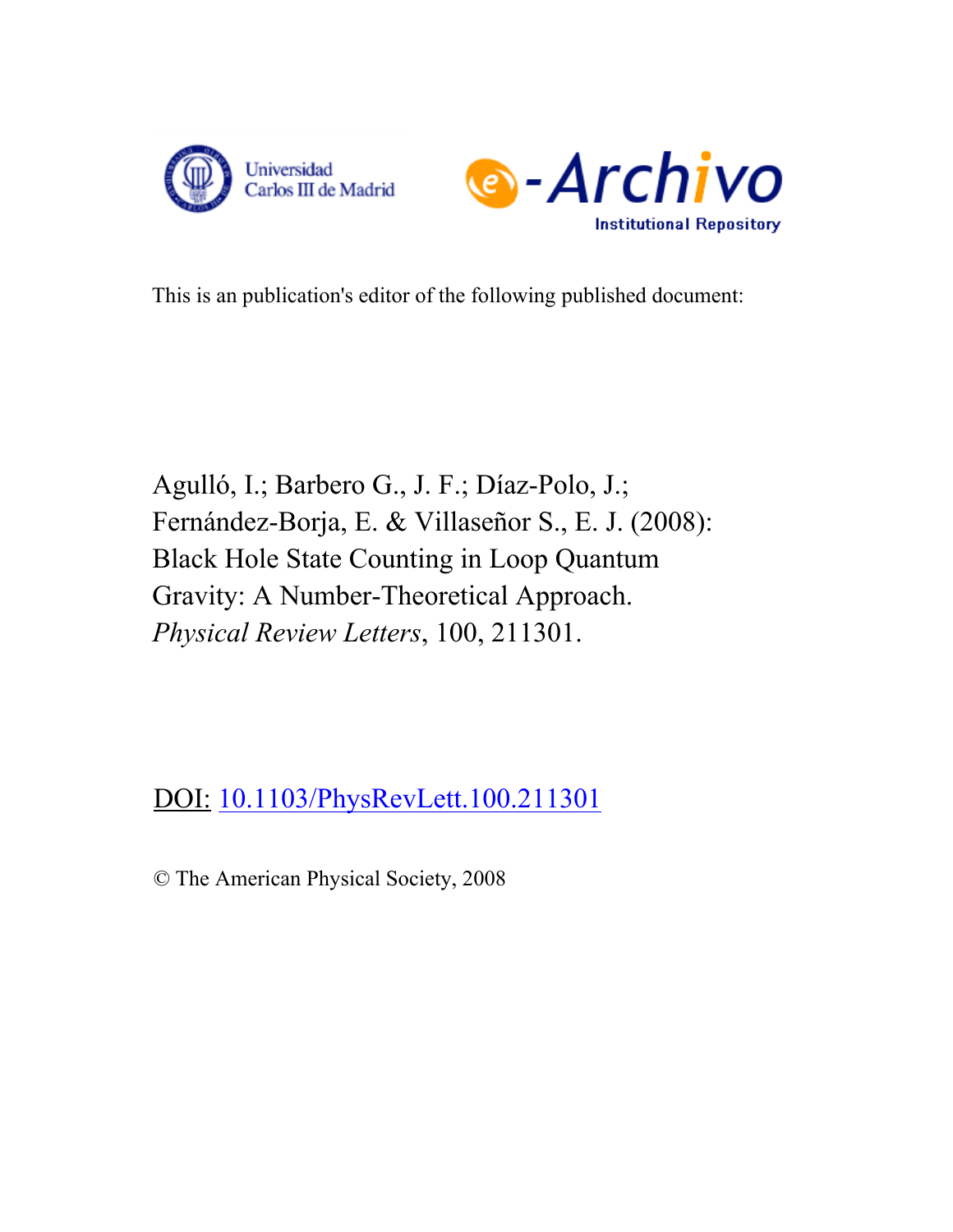Universidad Carlos III de Madrid

e-Archivo Institutional Repository

This is an publication's editor of the following published document:

Agulló, I.; Barbero G., J. F.; Díaz-Polo, J.; Fernández-Borja, E. & Villaseñor S., E. J. (2008): Black Hole State Counting in Loop Quantum Gravity: A Number-Theoretical Approach. *Physical Review Letters*, 100, 211301.

DOI: [10.1103/PhysRevLett.100.211301](https://doi.org/10.1103/PhysRevLett.100.211301)

© The American Physical Society, 2008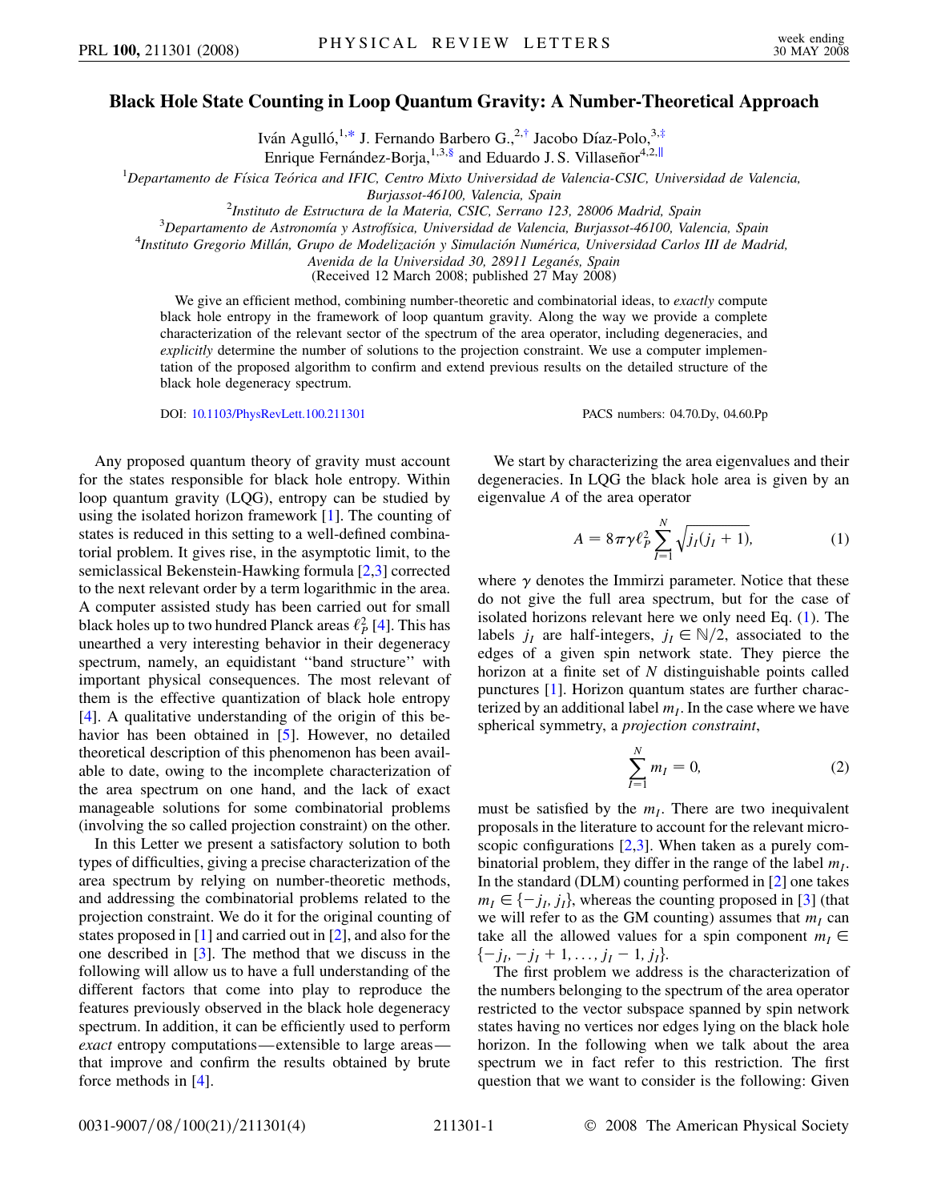# Black Hole State Counting in Loop Quantum Gravity: A Number-Theoretical Approach

Iván Agulló,[1,*] J. Fernando Barbero G.,[2,†] Jacobo Díaz-Polo,[3,‡]
Enrique Fernández-Borja,[1,3,§] and Eduardo J. S. Villaseñor[4,2,∥]

[1]*Departamento de Física Teórica and IFIC, Centro Mixto Universidad de Valencia-CSIC, Universidad de Valencia, Burjassot-46100, Valencia, Spain*
[2]*Instituto de Estructura de la Materia, CSIC, Serrano 123, 28006 Madrid, Spain*
[3]*Departamento de Astronomía y Astrofísica, Universidad de Valencia, Burjassot-46100, Valencia, Spain*
[4]*Instituto Gregorio Millán, Grupo de Modelización y Simulación Numérica, Universidad Carlos III de Madrid, Avenida de la Universidad 30, 28911 Leganés, Spain*

(Received 12 March 2008; published 27 May 2008)

We give an efficient method, combining number-theoretic and combinatorial ideas, to *exactly* compute black hole entropy in the framework of loop quantum gravity. Along the way we provide a complete characterization of the relevant sector of the spectrum of the area operator, including degeneracies, and *explicitly* determine the number of solutions to the projection constraint. We use a computer implementation of the proposed algorithm to confirm and extend previous results on the detailed structure of the black hole degeneracy spectrum.

DOI: 10.1103/PhysRevLett.100.211301 PACS numbers: 04.70.Dy, 04.60.Pp

Any proposed quantum theory of gravity must account for the states responsible for black hole entropy. Within loop quantum gravity (LQG), entropy can be studied by using the isolated horizon framework [1]. The counting of states is reduced in this setting to a well-defined combinatorial problem. It gives rise, in the asymptotic limit, to the semiclassical Bekenstein-Hawking formula [2,3] corrected to the next relevant order by a term logarithmic in the area. A computer assisted study has been carried out for small black holes up to two hundred Planck areas $\ell_P^2$ [4]. This has unearthed a very interesting behavior in their degeneracy spectrum, namely, an equidistant "band structure" with important physical consequences. The most relevant of them is the effective quantization of black hole entropy [4]. A qualitative understanding of the origin of this behavior has been obtained in [5]. However, no detailed theoretical description of this phenomenon has been available to date, owing to the incomplete characterization of the area spectrum on one hand, and the lack of exact manageable solutions for some combinatorial problems (involving the so called projection constraint) on the other.

In this Letter we present a satisfactory solution to both types of difficulties, giving a precise characterization of the area spectrum by relying on number-theoretic methods, and addressing the combinatorial problems related to the projection constraint. We do it for the original counting of states proposed in [1] and carried out in [2], and also for the one described in [3]. The method that we discuss in the following will allow us to have a full understanding of the different factors that come into play to reproduce the features previously observed in the black hole degeneracy spectrum. In addition, it can be efficiently used to perform *exact* entropy computations—extensible to large areas—that improve and confirm the results obtained by brute force methods in [4].

We start by characterizing the area eigenvalues and their degeneracies. In LQG the black hole area is given by an eigenvalue $A$ of the area operator

$$A = 8\pi\gamma\ell_P^2 \sum_{I=1}^{N} \sqrt{j_I(j_I+1)}, \tag{1}$$

where $\gamma$ denotes the Immirzi parameter. Notice that these do not give the full area spectrum, but for the case of isolated horizons relevant here we only need Eq. (1). The labels $j_I$ are half-integers, $j_I \in \mathbb{N}/2$, associated to the edges of a given spin network state. They pierce the horizon at a finite set of $N$ distinguishable points called punctures [1]. Horizon quantum states are further characterized by an additional label $m_I$. In the case where we have spherical symmetry, a *projection constraint*,

$$\sum_{I=1}^{N} m_I = 0, \tag{2}$$

must be satisfied by the $m_I$. There are two inequivalent proposals in the literature to account for the relevant microscopic configurations [2,3]. When taken as a purely combinatorial problem, they differ in the range of the label $m_I$. In the standard (DLM) counting performed in [2] one takes $m_I \in \{-j_I, j_I\}$, whereas the counting proposed in [3] (that we will refer to as the GM counting) assumes that $m_I$ can take all the allowed values for a spin component $m_I \in \{-j_I, -j_I+1, \ldots, j_I-1, j_I\}$.

The first problem we address is the characterization of the numbers belonging to the spectrum of the area operator restricted to the vector subspace spanned by spin network states having no vertices nor edges lying on the black hole horizon. In the following when we talk about the area spectrum we in fact refer to this restriction. The first question that we want to consider is the following: Given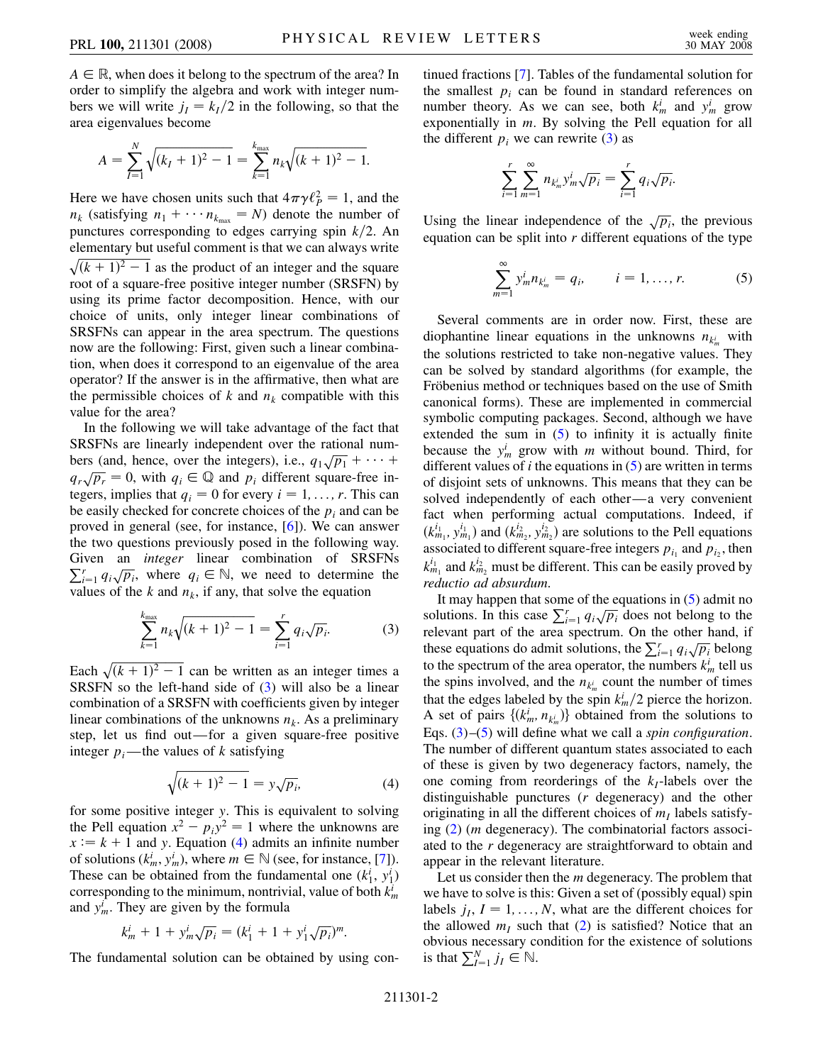$A \in \mathbb{R}$, when does it belong to the spectrum of the area? In order to simplify the algebra and work with integer numbers we will write $j_I = k_I/2$ in the following, so that the area eigenvalues become

$$A = \sum_{I=1}^{N} \sqrt{(k_I + 1)^2 - 1} = \sum_{k=1}^{k_{\max}} n_k \sqrt{(k+1)^2 - 1}.$$

Here we have chosen units such that $4\pi\gamma\ell_P^2 = 1$, and the $n_k$ (satisfying $n_1 + \cdots n_{k_{\max}} = N$) denote the number of punctures corresponding to edges carrying spin $k/2$. An elementary but useful comment is that we can always write $\sqrt{(k+1)^2 - 1}$ as the product of an integer and the square root of a square-free positive integer number (SRSFN) by using its prime factor decomposition. Hence, with our choice of units, only integer linear combinations of SRSFNs can appear in the area spectrum. The questions now are the following: First, given such a linear combination, when does it correspond to an eigenvalue of the area operator? If the answer is in the affirmative, then what are the permissible choices of $k$ and $n_k$ compatible with this value for the area?

In the following we will take advantage of the fact that SRSFNs are linearly independent over the rational numbers (and, hence, over the integers), i.e., $q_1\sqrt{p_1} + \cdots + q_r\sqrt{p_r} = 0$, with $q_i \in \mathbb{Q}$ and $p_i$ different square-free integers, implies that $q_i = 0$ for every $i = 1, \ldots, r$. This can be easily checked for concrete choices of the $p_i$ and can be proved in general (see, for instance, [6]). We can answer the two questions previously posed in the following way. Given an *integer* linear combination of SRSFNs $\sum_{i=1}^{r} q_i\sqrt{p_i}$, where $q_i \in \mathbb{N}$, we need to determine the values of the $k$ and $n_k$, if any, that solve the equation

$$\sum_{k=1}^{k_{\max}} n_k \sqrt{(k+1)^2 - 1} = \sum_{i=1}^{r} q_i \sqrt{p_i}. \tag{3}$$

Each $\sqrt{(k+1)^2 - 1}$ can be written as an integer times a SRSFN so the left-hand side of (3) will also be a linear combination of a SRSFN with coefficients given by integer linear combinations of the unknowns $n_k$. As a preliminary step, let us find out—for a given square-free positive integer $p_i$—the values of $k$ satisfying

$$\sqrt{(k+1)^2 - 1} = y\sqrt{p_i}, \tag{4}$$

for some positive integer $y$. This is equivalent to solving the Pell equation $x^2 - p_i y^2 = 1$ where the unknowns are $x := k + 1$ and $y$. Equation (4) admits an infinite number of solutions $(k_m^i, y_m^i)$, where $m \in \mathbb{N}$ (see, for instance, [7]). These can be obtained from the fundamental one $(k_1^i, y_1^i)$ corresponding to the minimum, nontrivial, value of both $k_m^i$ and $y_m^i$. They are given by the formula

$$k_m^i + 1 + y_m^i\sqrt{p_i} = (k_1^i + 1 + y_1^i\sqrt{p_i})^m.$$

The fundamental solution can be obtained by using continued fractions [7]. Tables of the fundamental solution for the smallest $p_i$ can be found in standard references on number theory. As we can see, both $k_m^i$ and $y_m^i$ grow exponentially in $m$. By solving the Pell equation for all the different $p_i$ we can rewrite (3) as

$$\sum_{i=1}^{r}\sum_{m=1}^{\infty} n_{k_m^i} y_m^i \sqrt{p_i} = \sum_{i=1}^{r} q_i\sqrt{p_i}.$$

Using the linear independence of the $\sqrt{p_i}$, the previous equation can be split into $r$ different equations of the type

$$\sum_{m=1}^{\infty} y_m^i n_{k_m^i} = q_i, \qquad i = 1, \ldots, r. \tag{5}$$

Several comments are in order now. First, these are diophantine linear equations in the unknowns $n_{k_m^i}$ with the solutions restricted to take non-negative values. They can be solved by standard algorithms (for example, the Fröbenius method or techniques based on the use of Smith canonical forms). These are implemented in commercial symbolic computing packages. Second, although we have extended the sum in (5) to infinity it is actually finite because the $y_m^i$ grow with $m$ without bound. Third, for different values of $i$ the equations in (5) are written in terms of disjoint sets of unknowns. This means that they can be solved independently of each other—a very convenient fact when performing actual computations. Indeed, if $(k_{m_1}^{i_1}, y_{m_1}^{i_1})$ and $(k_{m_2}^{i_2}, y_{m_2}^{i_2})$ are solutions to the Pell equations associated to different square-free integers $p_{i_1}$ and $p_{i_2}$, then $k_{m_1}^{i_1}$ and $k_{m_2}^{i_2}$ must be different. This can be easily proved by *reductio ad absurdum.*

It may happen that some of the equations in (5) admit no solutions. In this case $\sum_{i=1}^{r} q_i\sqrt{p_i}$ does not belong to the relevant part of the area spectrum. On the other hand, if these equations do admit solutions, the $\sum_{i=1}^{r} q_i\sqrt{p_i}$ belong to the spectrum of the area operator, the numbers $k_m^i$ tell us the spins involved, and the $n_{k_m^i}$ count the number of times that the edges labeled by the spin $k_m^i/2$ pierce the horizon. A set of pairs $\{(k_m^i, n_{k_m^i})\}$ obtained from the solutions to Eqs. (3)–(5) will define what we call a *spin configuration*. The number of different quantum states associated to each of these is given by two degeneracy factors, namely, the one coming from reorderings of the $k_I$-labels over the distinguishable punctures ($r$ degeneracy) and the other originating in all the different choices of $m_I$ labels satisfying (2) ($m$ degeneracy). The combinatorial factors associated to the $r$ degeneracy are straightforward to obtain and appear in the relevant literature.

Let us consider then the $m$ degeneracy. The problem that we have to solve is this: Given a set of (possibly equal) spin labels $j_I$, $I = 1, \ldots, N$, what are the different choices for the allowed $m_I$ such that (2) is satisfied? Notice that an obvious necessary condition for the existence of solutions is that $\sum_{I=1}^{N} j_I \in \mathbb{N}$.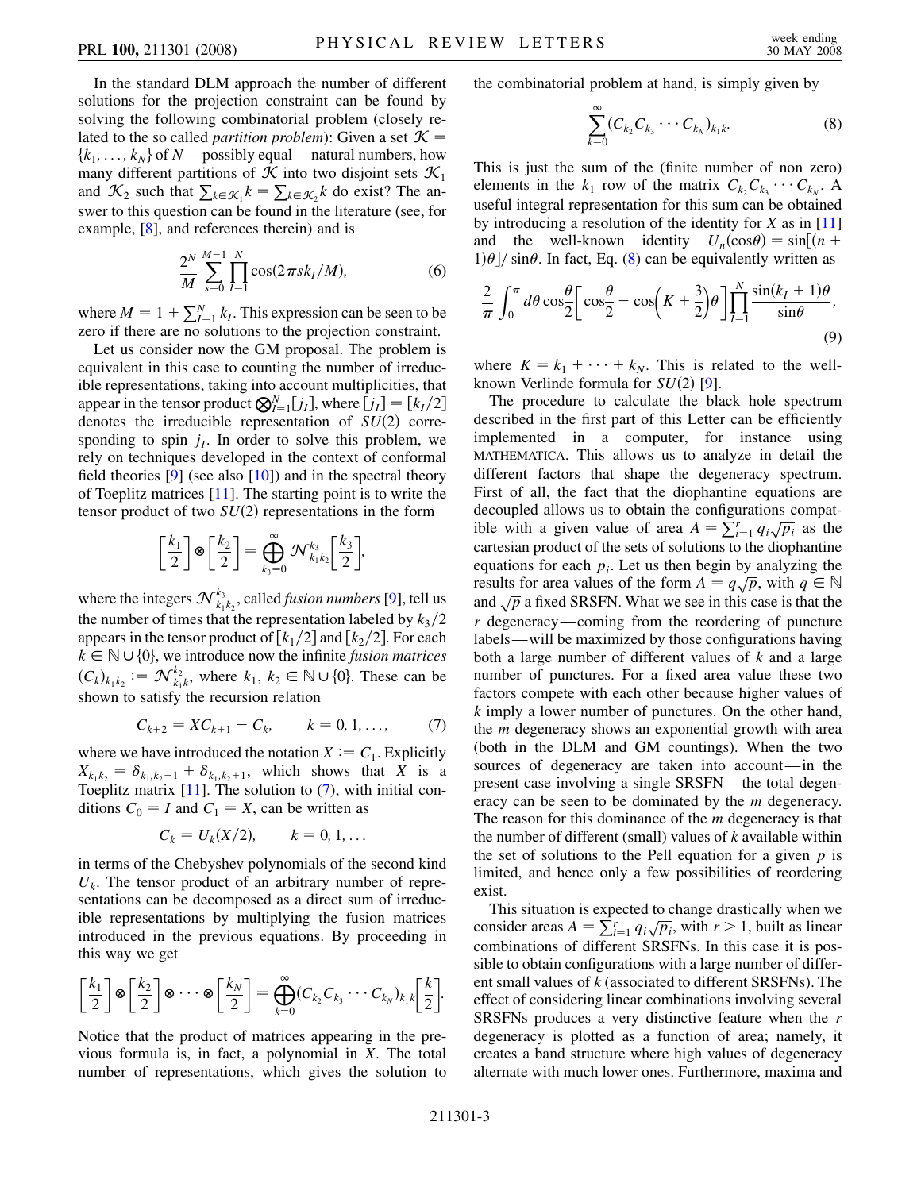In the standard DLM approach the number of different solutions for the projection constraint can be found by solving the following combinatorial problem (closely related to the so called *partition problem*): Given a set $\mathcal{K} = \{k_1, \dots, k_N\}$ of $N$—possibly equal—natural numbers, how many different partitions of $\mathcal{K}$ into two disjoint sets $\mathcal{K}_1$ and $\mathcal{K}_2$ such that $\sum_{k\in\mathcal{K}_1} k = \sum_{k\in\mathcal{K}_2} k$ do exist? The answer to this question can be found in the literature (see, for example, [8], and references therein) and is

$$\frac{2^N}{M}\sum_{s=0}^{M-1}\prod_{I=1}^{N}\cos(2\pi s k_I/M), \tag{6}$$

where $M = 1 + \sum_{I=1}^{N} k_I$. This expression can be seen to be zero if there are no solutions to the projection constraint.

Let us consider now the GM proposal. The problem is equivalent in this case to counting the number of irreducible representations, taking into account multiplicities, that appear in the tensor product $\bigotimes_{I=1}^{N}[j_I]$, where $[j_I] = [k_I/2]$ denotes the irreducible representation of $SU(2)$ corresponding to spin $j_I$. In order to solve this problem, we rely on techniques developed in the context of conformal field theories [9] (see also [10]) and in the spectral theory of Toeplitz matrices [11]. The starting point is to write the tensor product of two $SU(2)$ representations in the form

$$\left[\frac{k_1}{2}\right]\otimes\left[\frac{k_2}{2}\right] = \bigoplus_{k_3=0}^{\infty}\mathcal{N}_{k_1k_2}^{k_3}\left[\frac{k_3}{2}\right],$$

where the integers $\mathcal{N}_{k_1k_2}^{k_3}$, called *fusion numbers* [9], tell us the number of times that the representation labeled by $k_3/2$ appears in the tensor product of $[k_1/2]$ and $[k_2/2]$. For each $k \in \mathbb{N}\cup\{0\}$, we introduce now the infinite *fusion matrices* $(C_k)_{k_1k_2} := \mathcal{N}_{k_1k}^{k_2}$, where $k_1, k_2 \in \mathbb{N}\cup\{0\}$. These can be shown to satisfy the recursion relation

$$C_{k+2} = XC_{k+1} - C_k, \qquad k = 0, 1, \dots, \tag{7}$$

where we have introduced the notation $X := C_1$. Explicitly $X_{k_1k_2} = \delta_{k_1,k_2-1} + \delta_{k_1,k_2+1}$, which shows that $X$ is a Toeplitz matrix [11]. The solution to (7), with initial conditions $C_0 = I$ and $C_1 = X$, can be written as

$$C_k = U_k(X/2), \qquad k = 0, 1, \dots$$

in terms of the Chebyshev polynomials of the second kind $U_k$. The tensor product of an arbitrary number of representations can be decomposed as a direct sum of irreducible representations by multiplying the fusion matrices introduced in the previous equations. By proceeding in this way we get

$$\left[\frac{k_1}{2}\right]\otimes\left[\frac{k_2}{2}\right]\otimes\cdots\otimes\left[\frac{k_N}{2}\right] = \bigoplus_{k=0}^{\infty}(C_{k_2}C_{k_3}\cdots C_{k_N})_{k_1k}\left[\frac{k}{2}\right].$$

Notice that the product of matrices appearing in the previous formula is, in fact, a polynomial in $X$. The total number of representations, which gives the solution to the combinatorial problem at hand, is simply given by

$$\sum_{k=0}^{\infty}(C_{k_2}C_{k_3}\cdots C_{k_N})_{k_1k}. \tag{8}$$

This is just the sum of the (finite number of non zero) elements in the $k_1$ row of the matrix $C_{k_2}C_{k_3}\cdots C_{k_N}$. A useful integral representation for this sum can be obtained by introducing a resolution of the identity for $X$ as in [11] and the well-known identity $U_n(\cos\theta) = \sin[(n+1)\theta]/\sin\theta$. In fact, Eq. (8) can be equivalently written as

$$\frac{2}{\pi}\int_0^{\pi} d\theta \cos\frac{\theta}{2}\left[\cos\frac{\theta}{2} - \cos\left(K+\frac{3}{2}\right)\theta\right]\prod_{I=1}^{N}\frac{\sin(k_I+1)\theta}{\sin\theta}, \tag{9}$$

where $K = k_1 + \cdots + k_N$. This is related to the well-known Verlinde formula for $SU(2)$ [9].

The procedure to calculate the black hole spectrum described in the first part of this Letter can be efficiently implemented in a computer, for instance using MATHEMATICA. This allows us to analyze in detail the different factors that shape the degeneracy spectrum. First of all, the fact that the diophantine equations are decoupled allows us to obtain the configurations compatible with a given value of area $A = \sum_{i=1}^{r} q_i\sqrt{p_i}$ as the cartesian product of the sets of solutions to the diophantine equations for each $p_i$. Let us then begin by analyzing the results for area values of the form $A = q\sqrt{p}$, with $q \in \mathbb{N}$ and $\sqrt{p}$ a fixed SRSFN. What we see in this case is that the $r$ degeneracy—coming from the reordering of puncture labels—will be maximized by those configurations having both a large number of different values of $k$ and a large number of punctures. For a fixed area value these two factors compete with each other because higher values of $k$ imply a lower number of punctures. On the other hand, the $m$ degeneracy shows an exponential growth with area (both in the DLM and GM countings). When the two sources of degeneracy are taken into account—in the present case involving a single SRSFN—the total degeneracy can be seen to be dominated by the $m$ degeneracy. The reason for this dominance of the $m$ degeneracy is that the number of different (small) values of $k$ available within the set of solutions to the Pell equation for a given $p$ is limited, and hence only a few possibilities of reordering exist.

This situation is expected to change drastically when we consider areas $A = \sum_{i=1}^{r} q_i\sqrt{p_i}$, with $r > 1$, built as linear combinations of different SRSFNs. In this case it is possible to obtain configurations with a large number of different small values of $k$ (associated to different SRSFNs). The effect of considering linear combinations involving several SRSFNs produces a very distinctive feature when the $r$ degeneracy is plotted as a function of area; namely, it creates a band structure where high values of degeneracy alternate with much lower ones. Furthermore, maxima and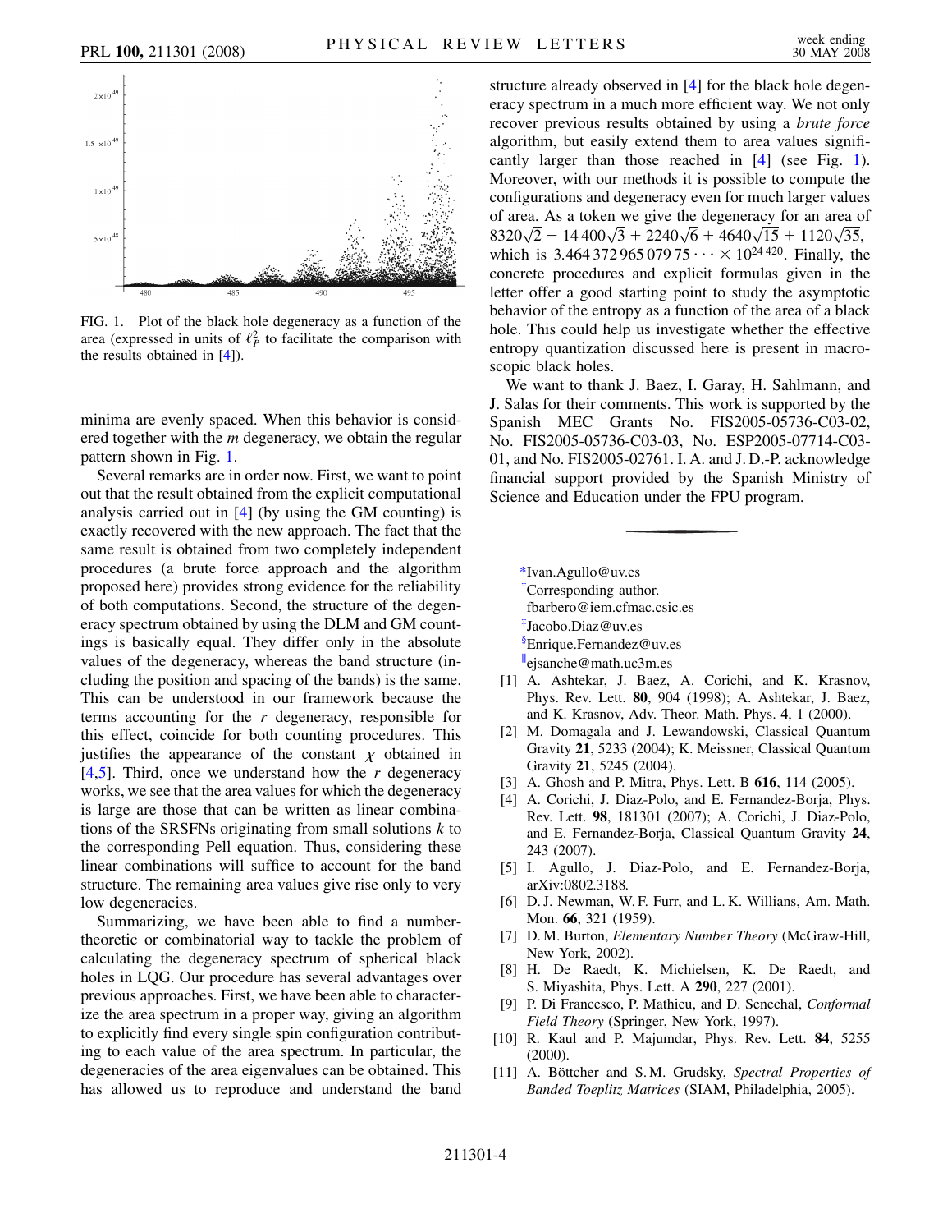2×10^49

1.5 ×10^49

1×10^49

5×10^48

480

485

490

495

FIG. 1. Plot of the black hole degeneracy as a function of the area (expressed in units of $\ell_P^2$ to facilitate the comparison with the results obtained in [4]).

minima are evenly spaced. When this behavior is considered together with the $m$ degeneracy, we obtain the regular pattern shown in Fig. 1.

Several remarks are in order now. First, we want to point out that the result obtained from the explicit computational analysis carried out in [4] (by using the GM counting) is exactly recovered with the new approach. The fact that the same result is obtained from two completely independent procedures (a brute force approach and the algorithm proposed here) provides strong evidence for the reliability of both computations. Second, the structure of the degeneracy spectrum obtained by using the DLM and GM countings is basically equal. They differ only in the absolute values of the degeneracy, whereas the band structure (including the position and spacing of the bands) is the same. This can be understood in our framework because the terms accounting for the $r$ degeneracy, responsible for this effect, coincide for both counting procedures. This justifies the appearance of the constant $\chi$ obtained in [4,5]. Third, once we understand how the $r$ degeneracy works, we see that the area values for which the degeneracy is large are those that can be written as linear combinations of the SRSFNs originating from small solutions $k$ to the corresponding Pell equation. Thus, considering these linear combinations will suffice to account for the band structure. The remaining area values give rise only to very low degeneracies.

Summarizing, we have been able to find a number-theoretic or combinatorial way to tackle the problem of calculating the degeneracy spectrum of spherical black holes in LQG. Our procedure has several advantages over previous approaches. First, we have been able to characterize the area spectrum in a proper way, giving an algorithm to explicitly find every single spin configuration contributing to each value of the area spectrum. In particular, the degeneracies of the area eigenvalues can be obtained. This has allowed us to reproduce and understand the band structure already observed in [4] for the black hole degeneracy spectrum in a much more efficient way. We not only recover previous results obtained by using a *brute force* algorithm, but easily extend them to area values significantly larger than those reached in [4] (see Fig. 1). Moreover, with our methods it is possible to compute the configurations and degeneracy even for much larger values of area. As a token we give the degeneracy for an area of $8320\sqrt{2} + 14\,400\sqrt{3} + 2240\sqrt{6} + 4640\sqrt{15} + 1120\sqrt{35}$, which is $3.464\,372\,965\,079\,75 \cdots \times 10^{24\,420}$. Finally, the concrete procedures and explicit formulas given in the letter offer a good starting point to study the asymptotic behavior of the entropy as a function of the area of a black hole. This could help us investigate whether the effective entropy quantization discussed here is present in macroscopic black holes.

We want to thank J. Baez, I. Garay, H. Sahlmann, and J. Salas for their comments. This work is supported by the Spanish MEC Grants No. FIS2005-05736-C03-02, No. FIS2005-05736-C03-03, No. ESP2005-07714-C03-01, and No. FIS2005-02761. I. A. and J. D.-P. acknowledge financial support provided by the Spanish Ministry of Science and Education under the FPU program.

---

[*] Ivan.Agullo@uv.es
[†] Corresponding author. fbarbero@iem.cfmac.csic.es
[‡] Jacobo.Diaz@uv.es
[§] Enrique.Fernandez@uv.es
[‖] ejsanche@math.uc3m.es

[1] A. Ashtekar, J. Baez, A. Corichi, and K. Krasnov, Phys. Rev. Lett. **80**, 904 (1998); A. Ashtekar, J. Baez, and K. Krasnov, Adv. Theor. Math. Phys. **4**, 1 (2000).

[2] M. Domagala and J. Lewandowski, Classical Quantum Gravity **21**, 5233 (2004); K. Meissner, Classical Quantum Gravity **21**, 5245 (2004).

[3] A. Ghosh and P. Mitra, Phys. Lett. B **616**, 114 (2005).

[4] A. Corichi, J. Diaz-Polo, and E. Fernandez-Borja, Phys. Rev. Lett. **98**, 181301 (2007); A. Corichi, J. Diaz-Polo, and E. Fernandez-Borja, Classical Quantum Gravity **24**, 243 (2007).

[5] I. Agullo, J. Diaz-Polo, and E. Fernandez-Borja, arXiv:0802.3188.

[6] D. J. Newman, W. F. Furr, and L. K. Willians, Am. Math. Mon. **66**, 321 (1959).

[7] D. M. Burton, *Elementary Number Theory* (McGraw-Hill, New York, 2002).

[8] H. De Raedt, K. Michielsen, K. De Raedt, and S. Miyashita, Phys. Lett. A **290**, 227 (2001).

[9] P. Di Francesco, P. Mathieu, and D. Senechal, *Conformal Field Theory* (Springer, New York, 1997).

[10] R. Kaul and P. Majumdar, Phys. Rev. Lett. **84**, 5255 (2000).

[11] A. Böttcher and S. M. Grudsky, *Spectral Properties of Banded Toeplitz Matrices* (SIAM, Philadelphia, 2005).